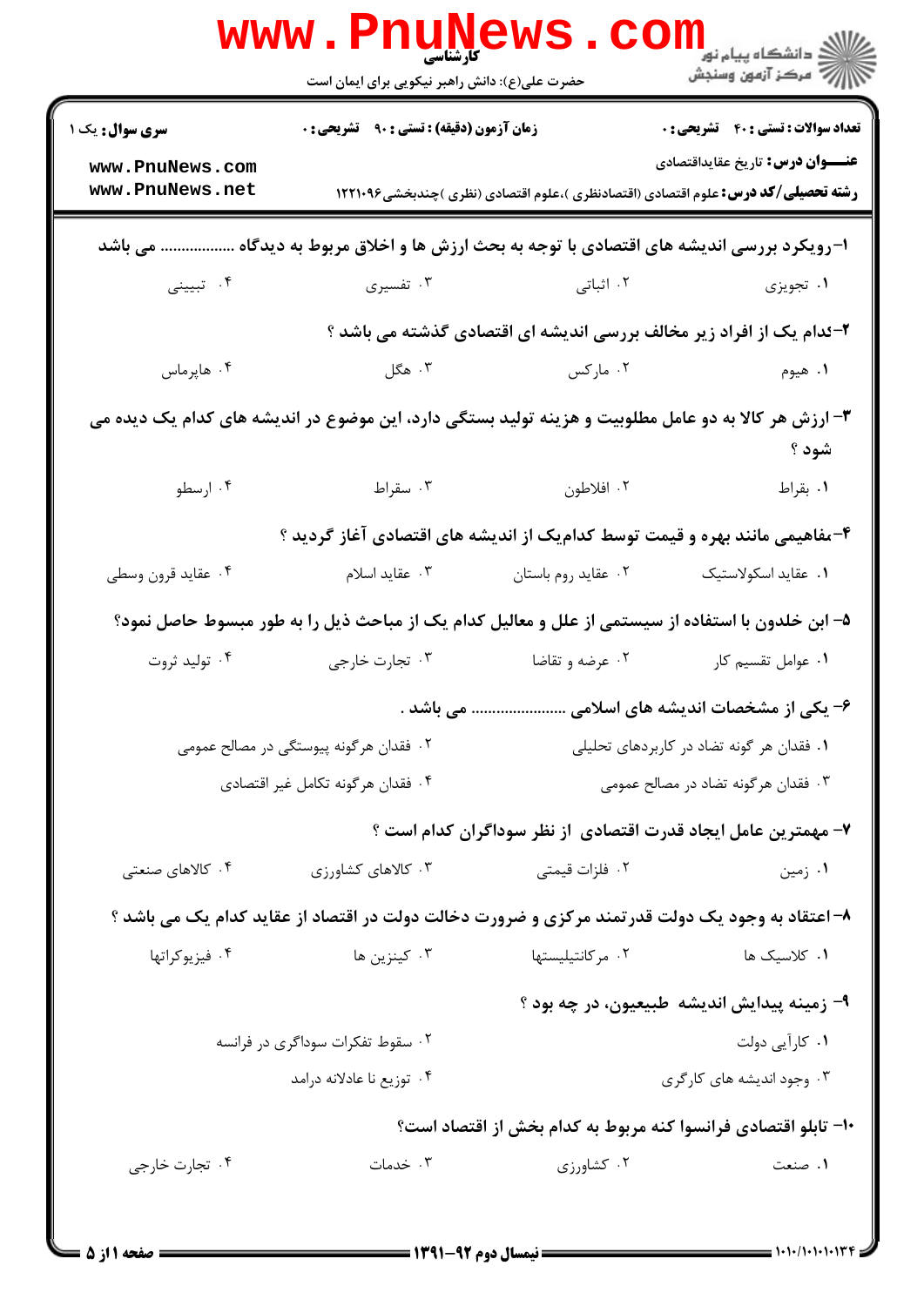**کارشناسی**

حضرت علی(ع): دانش راهبر نیکویی برای ایمان است

دانشگاه پیام نور
مرکز آزمون وسنجش

**سری سوال:** یک ۱

**زمان آزمون (دقیقه) : تستی : ۹۰ تشریحی : ۰**

**تعداد سوالات : تستی : ۴۰ تشریحی : ۰**

**عنـــوان درس:** تاریخ عقایداقتصادی

**رشته تحصیلی/کد درس:** علوم اقتصادی (اقتصادنظری )،علوم اقتصادی (نظری )چندبخشی۱۲۲۱۰۹۶

**۱-رویکرد بررسی اندیشه های اقتصادی با توجه به بحث ارزش ها و اخلاق مربوط به دیدگاه ................ می باشد**

۱. تجویزی
۲. اثباتی
۳. تفسیری
۴. تبیینی

**۲-کدام یک از افراد زیر مخالف بررسی اندیشه ای اقتصادی گذشته می باشد ؟**

۱. هیوم
۲. مارکس
۳. هگل
۴. هاپرماس

**۳- ارزش هر کالا به دو عامل مطلوبیت و هزینه تولید بستگی دارد، این موضوع در اندیشه های کدام یک دیده می شود ؟**

۱. بقراط
۲. افلاطون
۳. سقراط
۴. ارسطو

**۴-مفاهیمی مانند بهره و قیمت توسط کدامیک از اندیشه های اقتصادی آغاز گردید ؟**

۱. عقاید اسکولاستیک
۲. عقاید روم باستان
۳. عقاید اسلام
۴. عقاید قرون وسطی

**۵- ابن خلدون با استفاده از سیستمی از علل و معالیل کدام یک از مباحث ذیل را به طور مبسوط حاصل نمود؟**

۱. عوامل تقسیم کار
۲. عرضه و تقاضا
۳. تجارت خارجی
۴. تولید ثروت

**۶- یکی از مشخصات اندیشه های اسلامی ...................... می باشد .**

۱. فقدان هر گونه تضاد در کاربردهای تحلیلی
۲. فقدان هرگونه پیوستگی در مصالح عمومی
۳. فقدان هرگونه تضاد در مصالح عمومی
۴. فقدان هرگونه تکامل غیر اقتصادی

**۷- مهمترین عامل ایجاد قدرت اقتصادی از نظر سوداگران کدام است ؟**

۱. زمین
۲. فلزات قیمتی
۳. کالاهای کشاورزی
۴. کالاهای صنعتی

**۸-اعتقاد به وجود یک دولت قدرتمند مرکزی و ضرورت دخالت دولت در اقتصاد از عقاید کدام یک می باشد ؟**

۱. کلاسیک ها
۲. مرکانتیلیستها
۳. کینزین ها
۴. فیزیوکراتها

**۹- زمینه پیدایش اندیشه طبیعیون، در چه بود ؟**

۱. کارآیی دولت
۲. سقوط تفکرات سوداگری در فرانسه
۳. وجود اندیشه های کارگری
۴. توزیع نا عادلانه درامد

**۱۰- تابلو اقتصادی فرانسوا کنه مربوط به کدام بخش از اقتصاد است؟**

۱. صنعت
۲. کشاورزی
۳. خدمات
۴. تجارت خارجی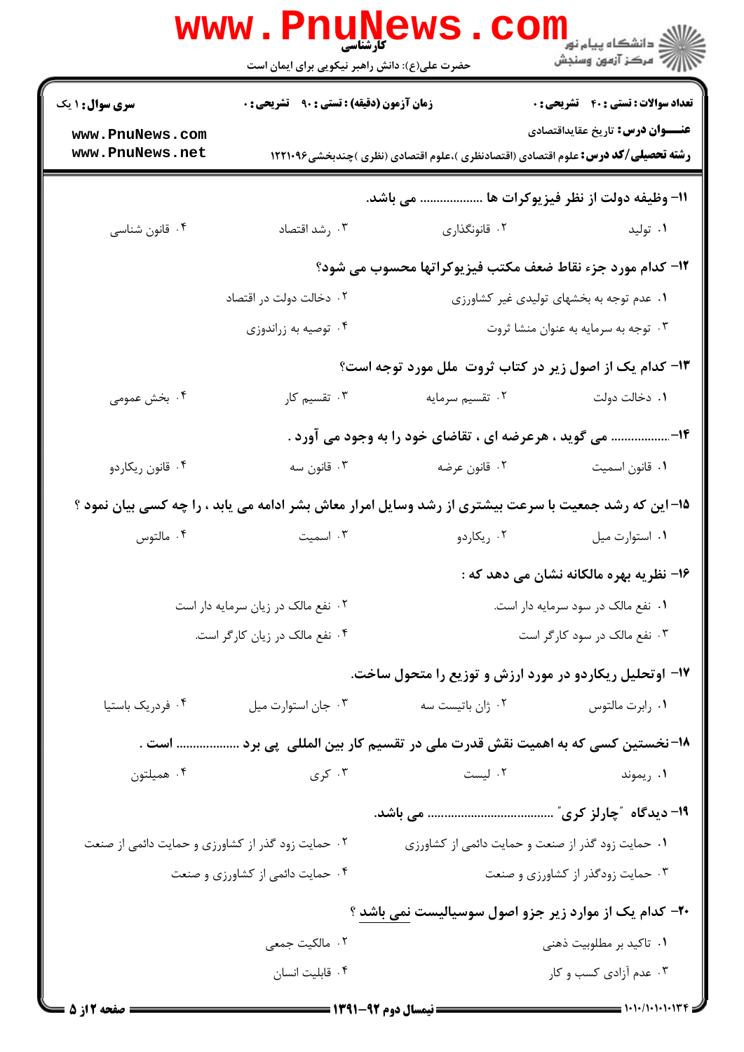۱۱– وظیفه دولت از نظر فیزیوکرات ها .................. می باشد.

۱. تولید
۲. قانونگذاری
۳. رشد اقتصاد
۴. قانون شناسی

۱۲– کدام مورد جزء نقاط ضعف مکتب فیزیوکراتها محسوب می شود؟

۱. عدم توجه به بخشهای تولیدی غیر کشاورزی
۲. دخالت دولت در اقتصاد
۳. توجه به سرمایه به عنوان منشا ثروت
۴. توصیه به زراندوزی

۱۳– کدام یک از اصول زیر در کتاب ثروت ملل مورد توجه است؟

۱. دخالت دولت
۲. تقسیم سرمایه
۳. تقسیم کار
۴. بخش عمومی

۱۴–................. می گوید ، هرعرضه ای ، تقاضای خود را به وجود می آورد .

۱. قانون اسمیت
۲. قانون عرضه
۳. قانون سه
۴. قانون ریکاردو

۱۵– این که رشد جمعیت با سرعت بیشتری از رشد وسایل امرار معاش بشر ادامه می یابد ، را چه کسی بیان نمود ؟

۱. استوارت میل
۲. ریکاردو
۳. اسمیت
۴. مالتوس

۱۶– نظریه بهره مالکانه نشان می دهد که :

۱. نفع مالک در سود سرمایه دار است.
۲. نفع مالک در زیان سرمایه دار است
۳. نفع مالک در سود کارگر است
۴. نفع مالک در زیان کارگر است.

۱۷– اوتحلیل ریکاردو در مورد ارزش و توزیع را متحول ساخت.

۱. رابرت مالتوس
۲. ژان باتیست سه
۳. جان استوارت میل
۴. فردریک باستیا

۱۸– نخستین کسی که به اهمیت نقش قدرت ملی در تقسیم کار بین المللی پی برد .................. است .

۱. ریموند
۲. لیست
۳. کری
۴. همیلتون

۱۹– دیدگاه "چارلز کری" .................................. می باشد.

۱. حمایت زود گذر از صنعت و حمایت دائمی از کشاورزی
۲. حمایت زود گذر از کشاورزی و حمایت دائمی از صنعت
۳. حمایت زودگذر از کشاورزی و صنعت
۴. حمایت دائمی از کشاورزی و صنعت

۲۰– کدام یک از موارد زیر جزو اصول سوسیالیست <u>نمی</u> باشد ؟

۱. تاکید بر مطلوبیت ذهنی
۲. مالکیت جمعی
۳. عدم آزادی کسب و کار
۴. قابلیت انسان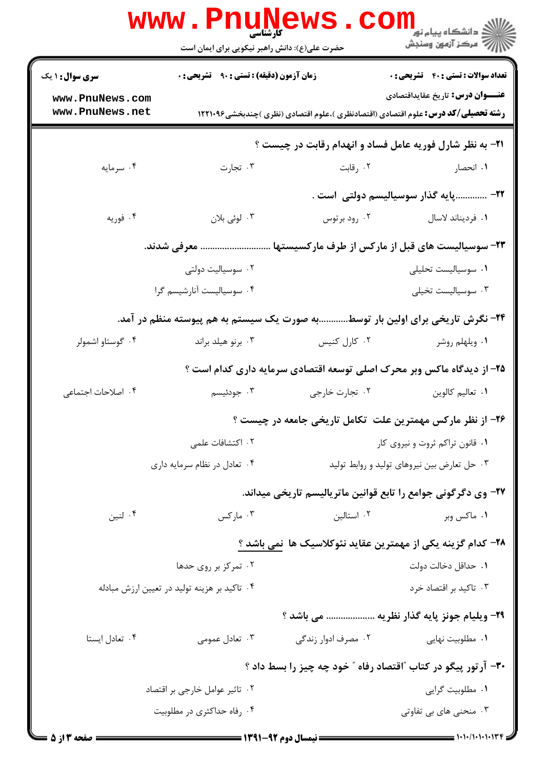۲۱- به نظر شارل فوریه عامل فساد و انهدام رقابت در چیست ؟

۱. انحصار
۲. رقابت
۳. تجارت
۴. سرمایه

۲۲- ............پایه گذار سوسیالیسم دولتی است .

۱. فردیناند لاسال
۲. رود برتوس
۳. لوئی بلان
۴. فوریه

۲۳- سوسیالیست های قبل از مارکس از طرف مارکسیستها ............................ معرفی شدند.

۱. سوسیالیست تحلیلی
۲. سوسیالیت دولتی
۳. سوسیالیست تخیلی
۴. سوسیالیست آنارشیسم گرا

۲۴- نگرش تاریخی برای اولین بار توسط............به صورت یک سیستم به هم پیوسته منظم در آمد.

۱. ویلهلم روشر
۲. کارل کنیس
۳. برنو هیلد براند
۴. گوستاو اشمولر

۲۵- از دیدگاه ماکس وبر محرک اصلی توسعه اقتصادی سرمایه داری کدام است ؟

۱. تعالیم کالوین
۲. تجارت خارجی
۳. جودئیسم
۴. اصلاحات اجتماعی

۲۶- از نظر مارکس مهمترین علت تکامل تاریخی جامعه در چیست ؟

۱. قانون تراکم ثروت و نیروی کار
۲. اکتشافات علمی
۳. حل تعارض بین نیروهای تولید و روابط تولید
۴. تعادل در نظام سرمایه داری

۲۷- وی دگرگونی جوامع را تابع قوانین ماتریالیسم تاریخی میداند.

۱. ماکس وبر
۲. استالین
۳. مارکس
۴. لنین

۲۸- کدام گزینه یکی از مهمترین عقاید نئوکلاسیک ها نمی باشد ؟

۱. حداقل دخالت دولت
۲. تمرکز بر روی حدها
۳. تاکید بر اقتصاد خرد
۴. تاکید بر هزینه تولید در تعیین ارزش مبادله

۲۹- ویلیام جونز پایه گذار نظریه ................... می باشد ؟

۱. مطلوبیت نهایی
۲. مصرف ادوار زندگی
۳. تعادل عمومی
۴. تعادل ایستا

۳۰- آرتور پیگو در کتاب "اقتصاد رفاه " خود چه چیز را بسط داد ؟

۱. مطلوبیت گرایی
۲. تاثیر عوامل خارجی بر اقتصاد
۳. منحنی های بی تفاوتی
۴. رفاه حداکثری در مطلوبیت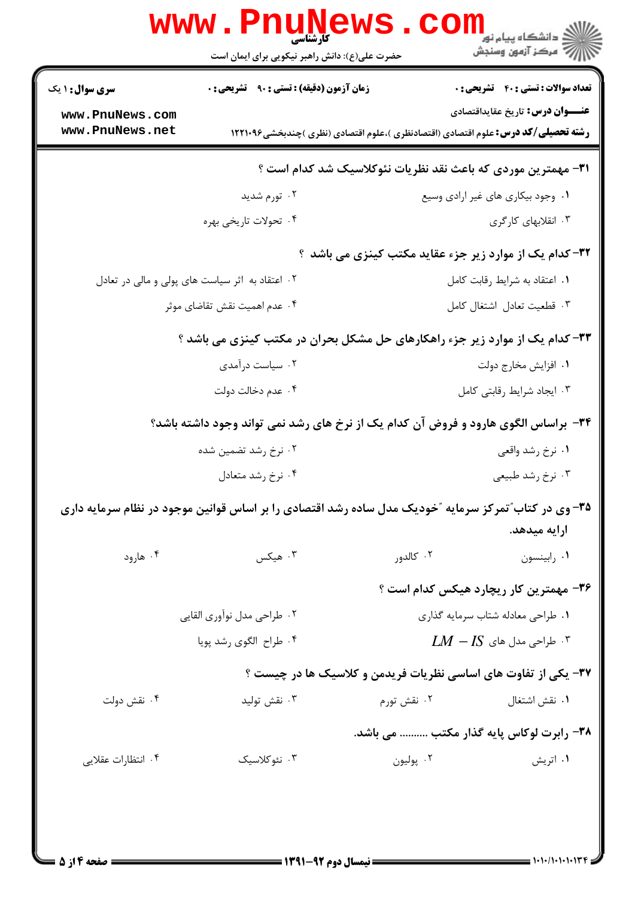۳۱- مهمترین موردی که باعث نقد نظریات نئوکلاسیک شد کدام است ؟

۱. وجود بیکاری های غیر ارادی وسیع

۲. تورم شدید

۳. انقلابهای کارگری

۴. تحولات تاریخی بهره

۳۲- کدام یک از موارد زیر جزء عقاید مکتب کینزی می باشد ؟

۱. اعتقاد به شرایط رقابت کامل

۲. اعتقاد به اثر سیاست های پولی و مالی در تعادل

۳. قطعیت تعادل اشتغال کامل

۴. عدم اهمیت نقش تقاضای موثر

۳۳- کدام یک از موارد زیر جزء راهکارهای حل مشکل بحران در مکتب کینزی می باشد ؟

۱. افزایش مخارج دولت

۲. سیاست درآمدی

۳. ایجاد شرایط رقابتی کامل

۴. عدم دخالت دولت

۳۴- براساس الگوی هارود و فروض آن کدام یک از نرخ های رشد نمی تواند وجود داشته باشد؟

۱. نرخ رشد واقعی

۲. نرخ رشد تضمین شده

۳. نرخ رشد طبیعی

۴. نرخ رشد متعادل

۳۵- وی در کتاب"تمرکز سرمایه "خودیک مدل ساده رشد اقتصادی را بر اساس قوانین موجود در نظام سرمایه داری ارایه میدهد.

۱. رابینسون

۲. کالدور

۳. هیکس

۴. هارود

۳۶- مهمترین کار ریچارد هیکس کدام است ؟

۱. طراحی معادله شتاب سرمایه گذاری

۲. طراحی مدل نوآوری القایی

۳. طراحی مدل های $LM - IS$

۴. طراح الگوی رشد پویا

۳۷- یکی از تفاوت های اساسی نظریات فریدمن و کلاسیک ها در چیست ؟

۱. نقش اشتغال

۲. نقش تورم

۳. نقش تولید

۴. نقش دولت

۳۸- رابرت لوکاس پایه گذار مکتب .......... می باشد.

۱. اتریش

۲. پولیون

۳. نئوکلاسیک

۴. انتظارات عقلایی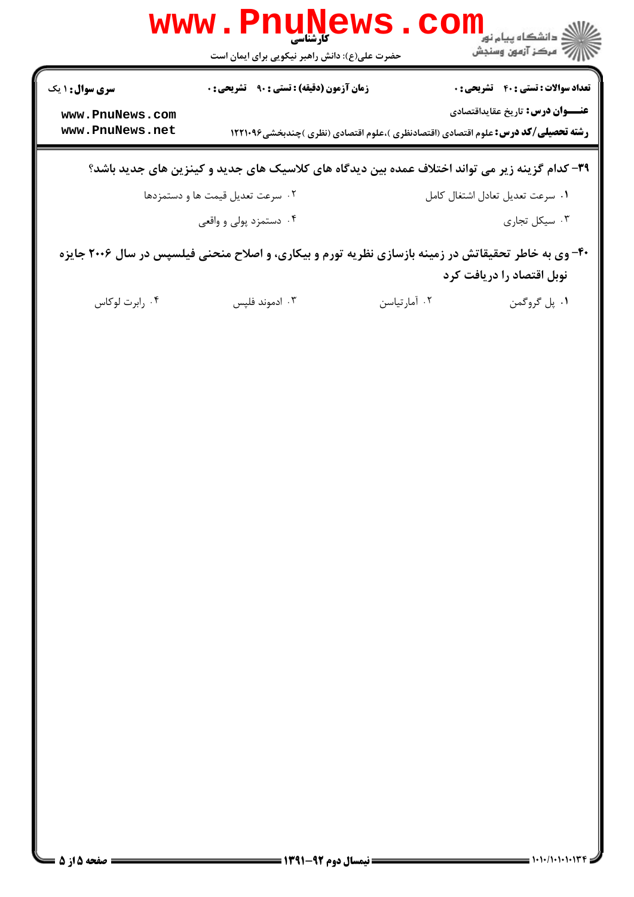**۳۹- کدام گزینه زیر می تواند اختلاف عمده بین دیدگاه های کلاسیک های جدید و کینزین های جدید باشد؟**

۱. سرعت تعدیل تعادل اشتغال کامل

۲. سرعت تعدیل قیمت ها و دستمزدها

۳. سیکل تجاری

۴. دستمزد پولی و واقعی

**۴۰- وی به خاطر تحقیقاتش در زمینه بازسازی نظریه تورم و بیکاری، و اصلاح منحنی فیلسپس در سال ۲۰۰۶ جایزه نوبل اقتصاد را دریافت کرد**

۱. پل گروگمن

۲. آمارتیاسن

۳. ادموند فلپس

۴. رابرت لوکاس